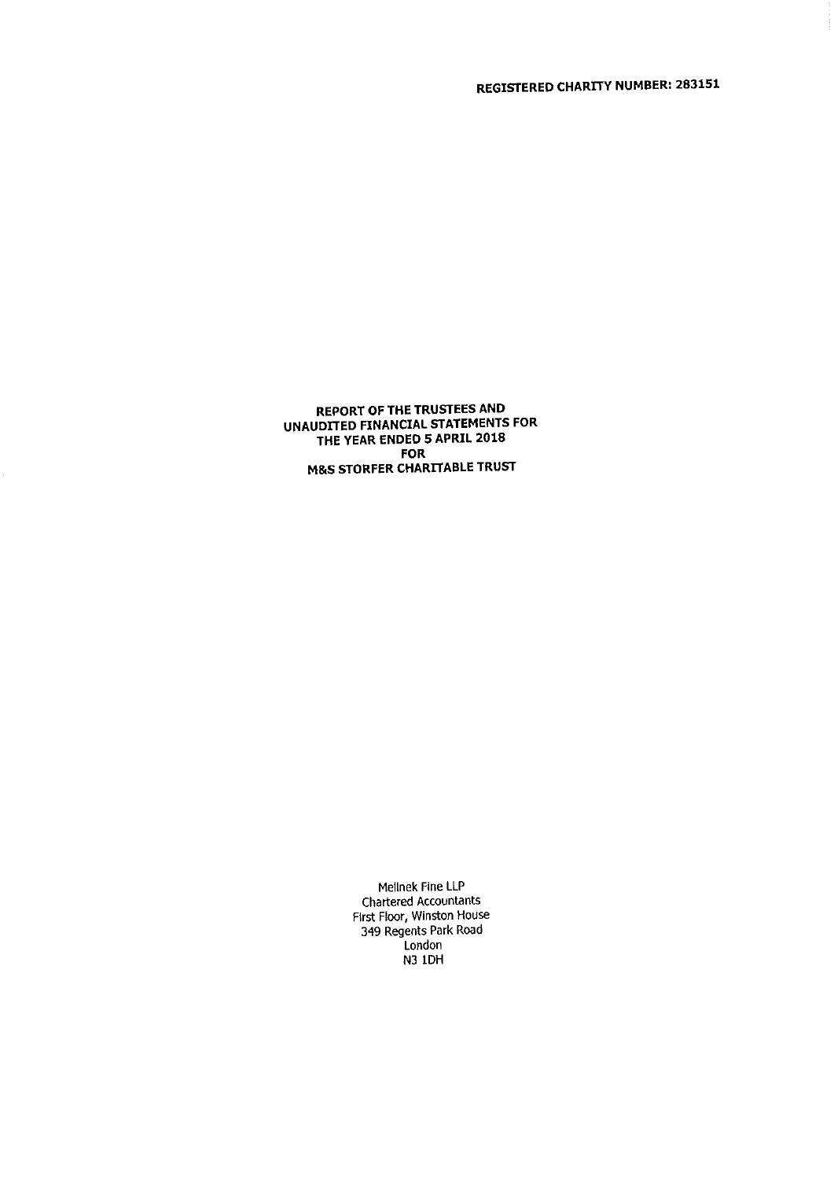**REGISTERED CHARITY NUMBER: 283151**

# REPORT OF THE TRUSTEES AND UNAUDITED FINANCIAL STATEMENTS FOR THE YEAR ENDED 5 APRIL 2018 FOR M&S STORFER CHARITABLE TRUST

Melinek Fine LLP
Chartered Accountants
First Floor, Winston House
349 Regents Park Road
London
N3 1DH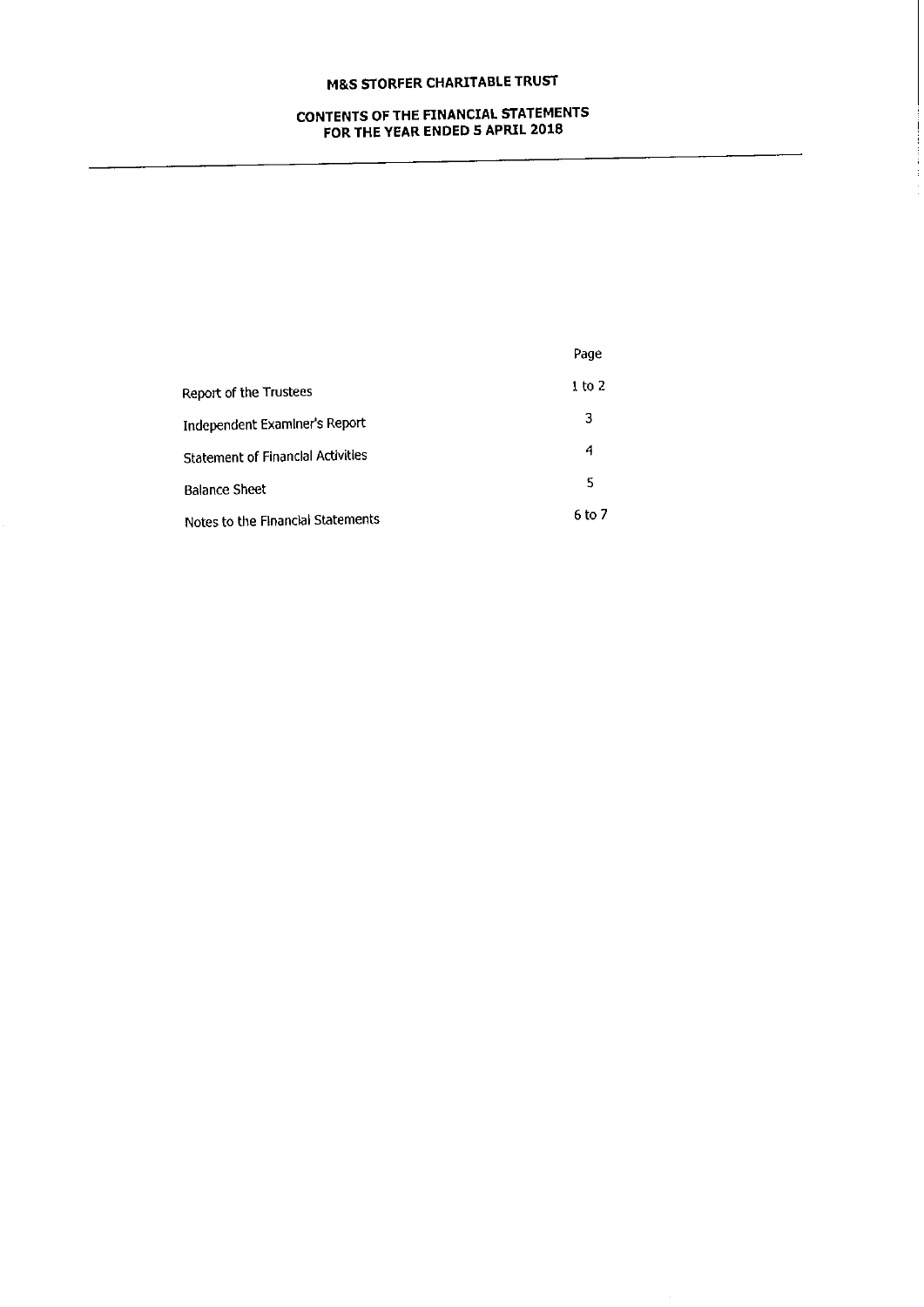# M&S STORFER CHARITABLE TRUST

## CONTENTS OF THE FINANCIAL STATEMENTS FOR THE YEAR ENDED 5 APRIL 2018

| | Page |
|---|---|
| Report of the Trustees | 1 to 2 |
| Independent Examiner's Report | 3 |
| Statement of Financial Activities | 4 |
| Balance Sheet | 5 |
| Notes to the Financial Statements | 6 to 7 |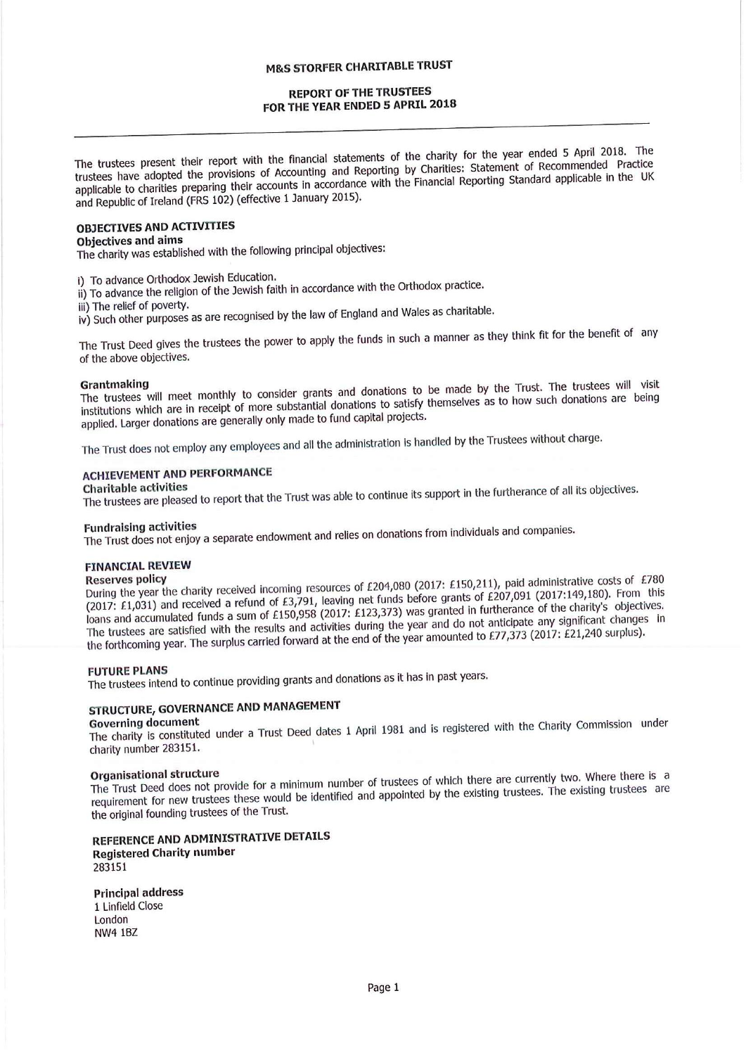# M&S STORFER CHARITABLE TRUST

## REPORT OF THE TRUSTEES
## FOR THE YEAR ENDED 5 APRIL 2018

The trustees present their report with the financial statements of the charity for the year ended 5 April 2018. The trustees have adopted the provisions of Accounting and Reporting by Charities: Statement of Recommended Practice applicable to charities preparing their accounts in accordance with the Financial Reporting Standard applicable in the UK and Republic of Ireland (FRS 102) (effective 1 January 2015).

### OBJECTIVES AND ACTIVITIES

**Objectives and aims**

The charity was established with the following principal objectives:

i) To advance Orthodox Jewish Education.
ii) To advance the religion of the Jewish faith in accordance with the Orthodox practice.
iii) The relief of poverty.
iv) Such other purposes as are recognised by the law of England and Wales as charitable.

The Trust Deed gives the trustees the power to apply the funds in such a manner as they think fit for the benefit of any of the above objectives.

**Grantmaking**

The trustees will meet monthly to consider grants and donations to be made by the Trust. The trustees will visit institutions which are in receipt of more substantial donations to satisfy themselves as to how such donations are being applied. Larger donations are generally only made to fund capital projects.

The Trust does not employ any employees and all the administration is handled by the Trustees without charge.

### ACHIEVEMENT AND PERFORMANCE

**Charitable activities**

The trustees are pleased to report that the Trust was able to continue its support in the furtherance of all its objectives.

**Fundraising activities**

The Trust does not enjoy a separate endowment and relies on donations from individuals and companies.

### FINANCIAL REVIEW

**Reserves policy**

During the year the charity received incoming resources of £204,080 (2017: £150,211), paid administrative costs of £780 (2017: £1,031) and received a refund of £3,791, leaving net funds before grants of £207,091 (2017:149,180). From this loans and accumulated funds a sum of £150,958 (2017: £123,373) was granted in furtherance of the charity's objectives. The trustees are satisfied with the results and activities during the year and do not anticipate any significant changes in the forthcoming year. The surplus carried forward at the end of the year amounted to £77,373 (2017: £21,240 surplus).

### FUTURE PLANS

The trustees intend to continue providing grants and donations as it has in past years.

### STRUCTURE, GOVERNANCE AND MANAGEMENT

**Governing document**

The charity is constituted under a Trust Deed dates 1 April 1981 and is registered with the Charity Commission under charity number 283151.

**Organisational structure**

The Trust Deed does not provide for a minimum number of trustees of which there are currently two. Where there is a requirement for new trustees these would be identified and appointed by the existing trustees. The existing trustees are the original founding trustees of the Trust.

### REFERENCE AND ADMINISTRATIVE DETAILS

**Registered Charity number**

283151

**Principal address**

1 Linfield Close
London
NW4 1BZ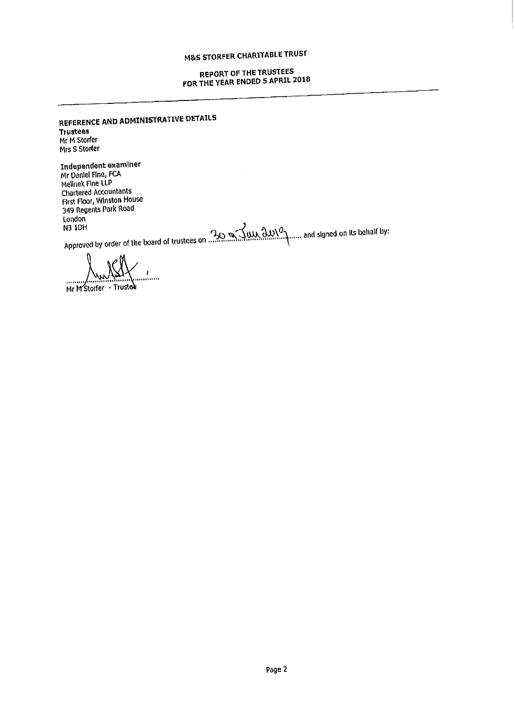# M&S STORFER CHARITABLE TRUST

## REPORT OF THE TRUSTEES FOR THE YEAR ENDED 5 APRIL 2018

### REFERENCE AND ADMINISTRATIVE DETAILS

**Trustees**
Mr M Storfer
Mrs S Storfer

**Independent examiner**
Mr Daniel Fine, FCA
Melinek Fine LLP
Chartered Accountants
First Floor, Winston House
349 Regents Park Road
London
N3 1DH

Approved by order of the board of trustees on 30 th Jan 2019 and signed on its behalf by:

Mr M Storfer - Trustee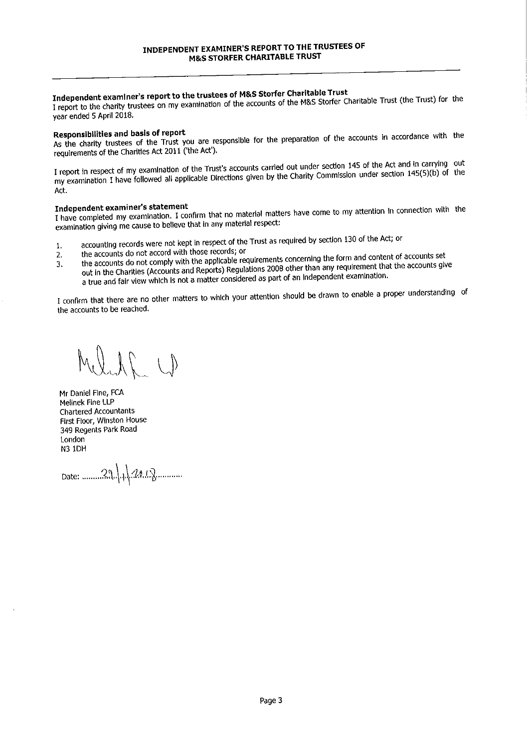# INDEPENDENT EXAMINER'S REPORT TO THE TRUSTEES OF M&S STORFER CHARITABLE TRUST

**Independent examiner's report to the trustees of M&S Storfer Charitable Trust**

I report to the charity trustees on my examination of the accounts of the M&S Storfer Charitable Trust (the Trust) for the year ended 5 April 2018.

**Responsibilities and basis of report**

As the charity trustees of the Trust you are responsible for the preparation of the accounts in accordance with the requirements of the Charities Act 2011 ('the Act').

I report in respect of my examination of the Trust's accounts carried out under section 145 of the Act and in carrying out my examination I have followed all applicable Directions given by the Charity Commission under section 145(5)(b) of the Act.

**Independent examiner's statement**

I have completed my examination. I confirm that no material matters have come to my attention in connection with the examination giving me cause to believe that in any material respect:

1. accounting records were not kept in respect of the Trust as required by section 130 of the Act; or
2. the accounts do not accord with those records; or
3. the accounts do not comply with the applicable requirements concerning the form and content of accounts set out in the Charities (Accounts and Reports) Regulations 2008 other than any requirement that the accounts give a true and fair view which is not a matter considered as part of an independent examination.

I confirm that there are no other matters to which your attention should be drawn to enable a proper understanding of the accounts to be reached.

Mr Daniel Fine, FCA
Melinek Fine LLP
Chartered Accountants
First Floor, Winston House
349 Regents Park Road
London
N3 1DH

Date: 29/1/2019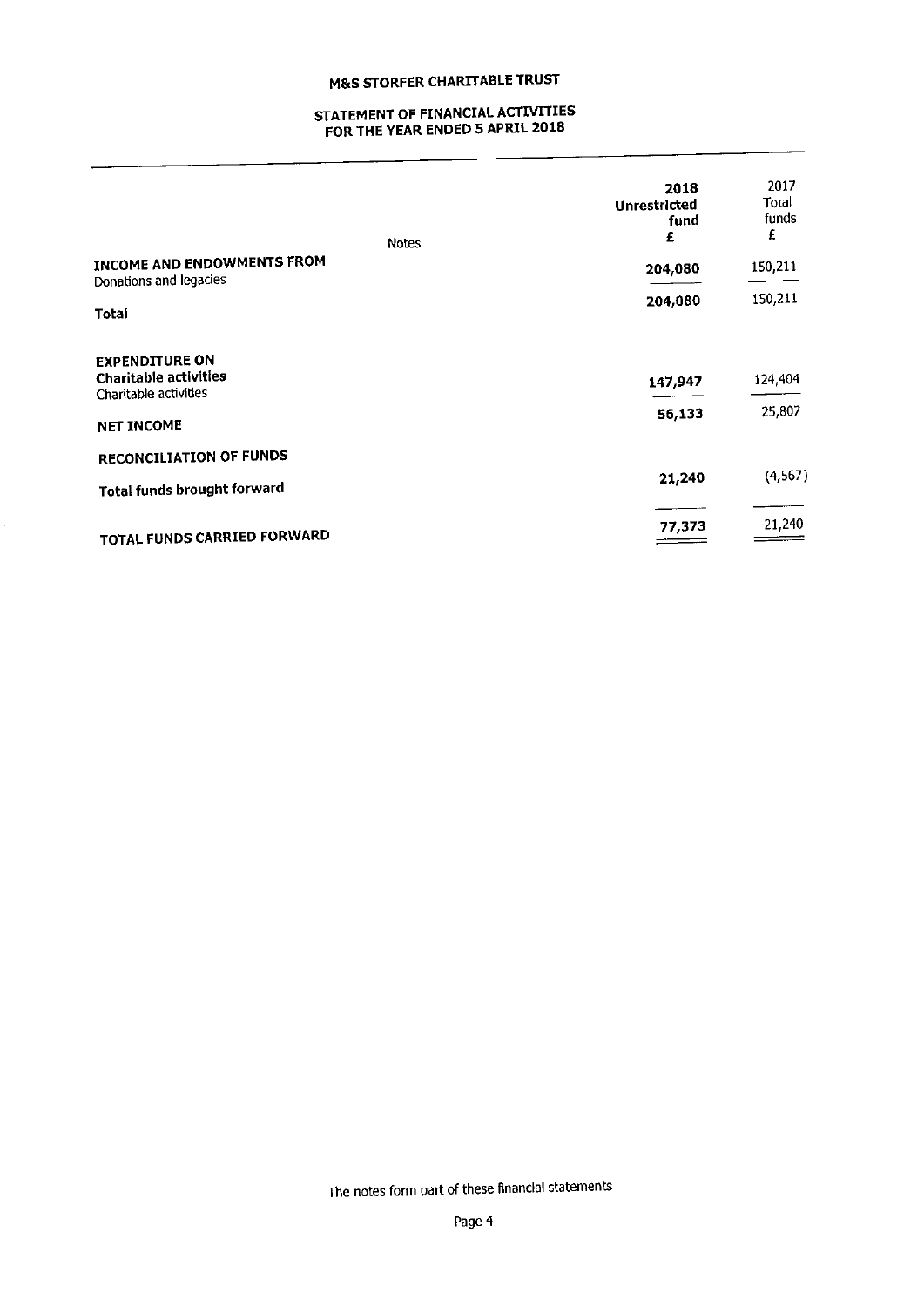# M&S STORFER CHARITABLE TRUST

## STATEMENT OF FINANCIAL ACTIVITIES FOR THE YEAR ENDED 5 APRIL 2018

| | Notes | 2018 Unrestricted fund £ | 2017 Total funds £ |
|---|---|---|---|
| **INCOME AND ENDOWMENTS FROM** | | | |
| Donations and legacies | | **204,080** | 150,211 |
| **Total** | | **204,080** | 150,211 |
| | | | |
| **EXPENDITURE ON** | | | |
| **Charitable activities** | | | |
| Charitable activities | | **147,947** | 124,404 |
| **NET INCOME** | | **56,133** | 25,807 |
| **RECONCILIATION OF FUNDS** | | | |
| **Total funds brought forward** | | **21,240** | (4,567) |
| **TOTAL FUNDS CARRIED FORWARD** | | **77,373** | 21,240 |

The notes form part of these financial statements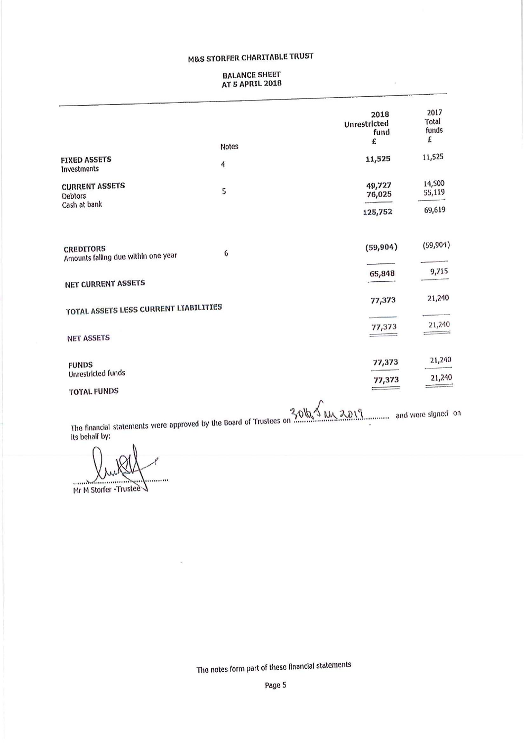# M&S STORFER CHARITABLE TRUST

## BALANCE SHEET
## AT 5 APRIL 2018

| | Notes | 2018 Unrestricted fund £ | 2017 Total funds £ |
|---|---|---|---|
| **FIXED ASSETS** | | | |
| Investments | 4 | 11,525 | 11,525 |
| **CURRENT ASSETS** | | | |
| Debtors | 5 | 49,727 | 14,500 |
| Cash at bank | | 76,025 | 55,119 |
| | | 125,752 | 69,619 |
| **CREDITORS** | | | |
| Amounts falling due within one year | 6 | (59,904) | (59,904) |
| **NET CURRENT ASSETS** | | 65,848 | 9,715 |
| **TOTAL ASSETS LESS CURRENT LIABILITIES** | | 77,373 | 21,240 |
| **NET ASSETS** | | 77,373 | 21,240 |
| **FUNDS** | | | |
| Unrestricted funds | | 77,373 | 21,240 |
| **TOTAL FUNDS** | | 77,373 | 21,240 |

The financial statements were approved by the Board of Trustees on 30th Jan 2019 and were signed on its behalf by:

Mr M Storfer - Trustee

The notes form part of these financial statements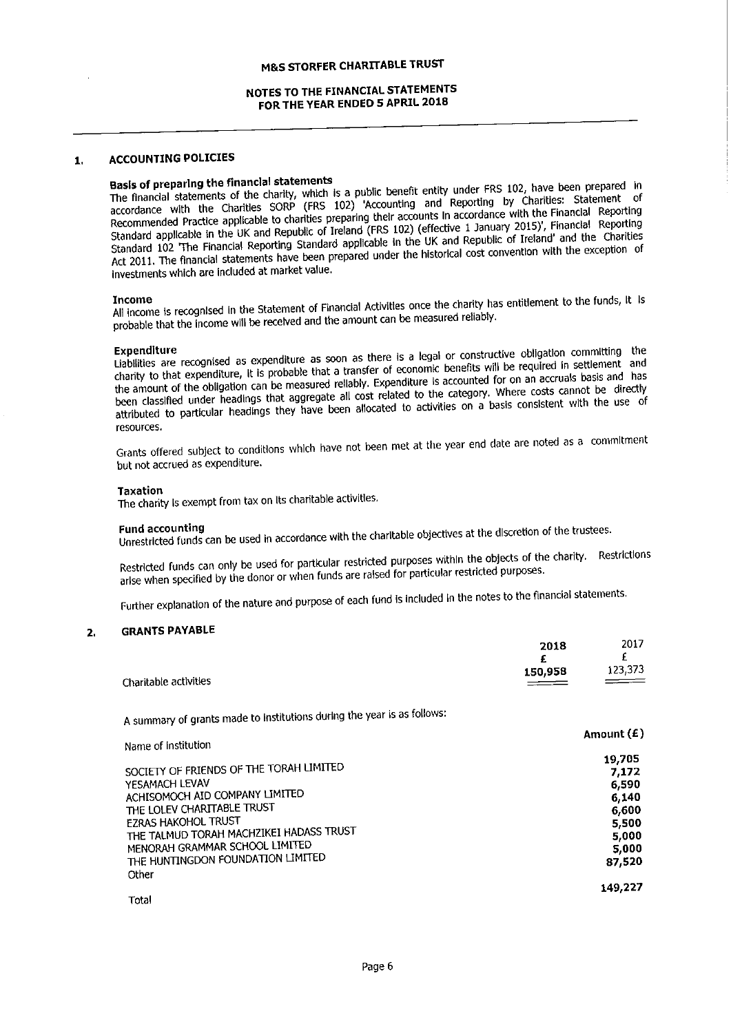**M&S STORFER CHARITABLE TRUST**

**NOTES TO THE FINANCIAL STATEMENTS**
**FOR THE YEAR ENDED 5 APRIL 2018**

## 1. ACCOUNTING POLICIES

**Basis of preparing the financial statements**
The financial statements of the charity, which is a public benefit entity under FRS 102, have been prepared in accordance with the Charities SORP (FRS 102) 'Accounting and Reporting by Charities: Statement of Recommended Practice applicable to charities preparing their accounts in accordance with the Financial Reporting Standard applicable in the UK and Republic of Ireland (FRS 102) (effective 1 January 2015)', Financial Reporting Standard 102 'The Financial Reporting Standard applicable in the UK and Republic of Ireland' and the Charities Act 2011. The financial statements have been prepared under the historical cost convention with the exception of investments which are included at market value.

**Income**
All income is recognised in the Statement of Financial Activities once the charity has entitlement to the funds, it is probable that the income will be received and the amount can be measured reliably.

**Expenditure**
Liabilities are recognised as expenditure as soon as there is a legal or constructive obligation committing the charity to that expenditure, it is probable that a transfer of economic benefits will be required in settlement and the amount of the obligation can be measured reliably. Expenditure is accounted for on an accruals basis and has been classified under headings that aggregate all cost related to the category. Where costs cannot be directly attributed to particular headings they have been allocated to activities on a basis consistent with the use of resources.

Grants offered subject to conditions which have not been met at the year end date are noted as a commitment but not accrued as expenditure.

**Taxation**
The charity is exempt from tax on its charitable activities.

**Fund accounting**
Unrestricted funds can be used in accordance with the charitable objectives at the discretion of the trustees.

Restricted funds can only be used for particular restricted purposes within the objects of the charity. Restrictions arise when specified by the donor or when funds are raised for particular restricted purposes.

Further explanation of the nature and purpose of each fund is included in the notes to the financial statements.

## 2. GRANTS PAYABLE

| | 2018 £ | 2017 £ |
|---|---|---|
| Charitable activities | 150,958 | 123,373 |

A summary of grants made to institutions during the year is as follows:

| Name of Institution | Amount (£) |
|---|---|
| SOCIETY OF FRIENDS OF THE TORAH LIMITED | 19,705 |
| YESAMACH LEVAV | 7,172 |
| ACHISOMOCH AID COMPANY LIMITED | 6,590 |
| THE LOLEV CHARITABLE TRUST | 6,140 |
| EZRAS HAKOHOL TRUST | 6,600 |
| THE TALMUD TORAH MACHZIKEI HADASS TRUST | 5,500 |
| MENORAH GRAMMAR SCHOOL LIMITED | 5,000 |
| THE HUNTINGDON FOUNDATION LIMITED | 5,000 |
| Other | 87,520 |
| Total | 149,227 |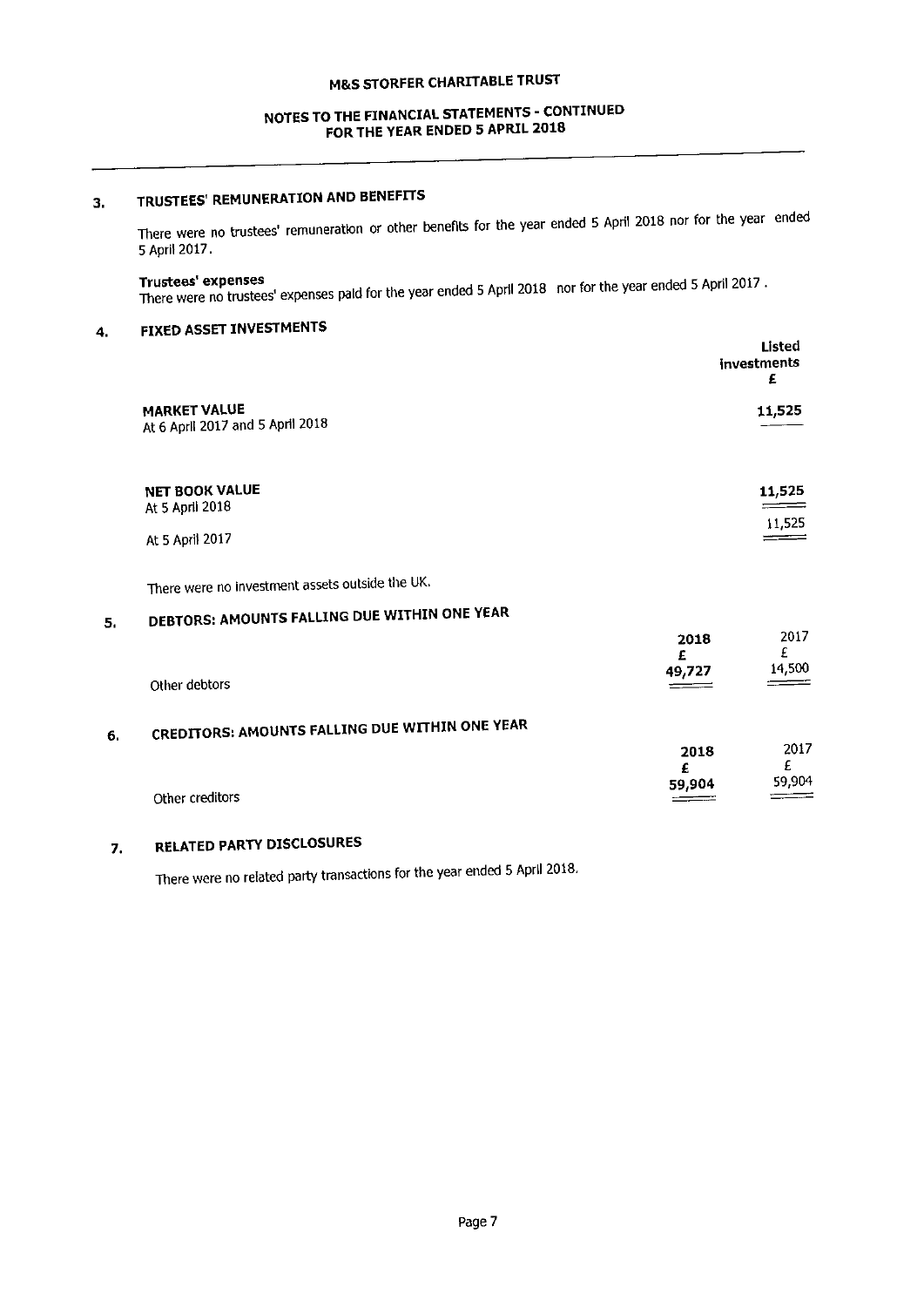## M&S STORFER CHARITABLE TRUST

## NOTES TO THE FINANCIAL STATEMENTS - CONTINUED
## FOR THE YEAR ENDED 5 APRIL 2018

### 3. TRUSTEES' REMUNERATION AND BENEFITS

There were no trustees' remuneration or other benefits for the year ended 5 April 2018 nor for the year ended 5 April 2017.

**Trustees' expenses**
There were no trustees' expenses paid for the year ended 5 April 2018 nor for the year ended 5 April 2017.

### 4. FIXED ASSET INVESTMENTS

| | Listed investments £ |
|---|---|
| **MARKET VALUE** | |
| At 6 April 2017 and 5 April 2018 | **11,525** |
| | |
| **NET BOOK VALUE** | |
| At 5 April 2018 | **11,525** |
| At 5 April 2017 | 11,525 |

There were no investment assets outside the UK.

### 5. DEBTORS: AMOUNTS FALLING DUE WITHIN ONE YEAR

| | 2018 £ | 2017 £ |
|---|---|---|
| Other debtors | **49,727** | 14,500 |

### 6. CREDITORS: AMOUNTS FALLING DUE WITHIN ONE YEAR

| | 2018 £ | 2017 £ |
|---|---|---|
| Other creditors | **59,904** | 59,904 |

### 7. RELATED PARTY DISCLOSURES

There were no related party transactions for the year ended 5 April 2018.